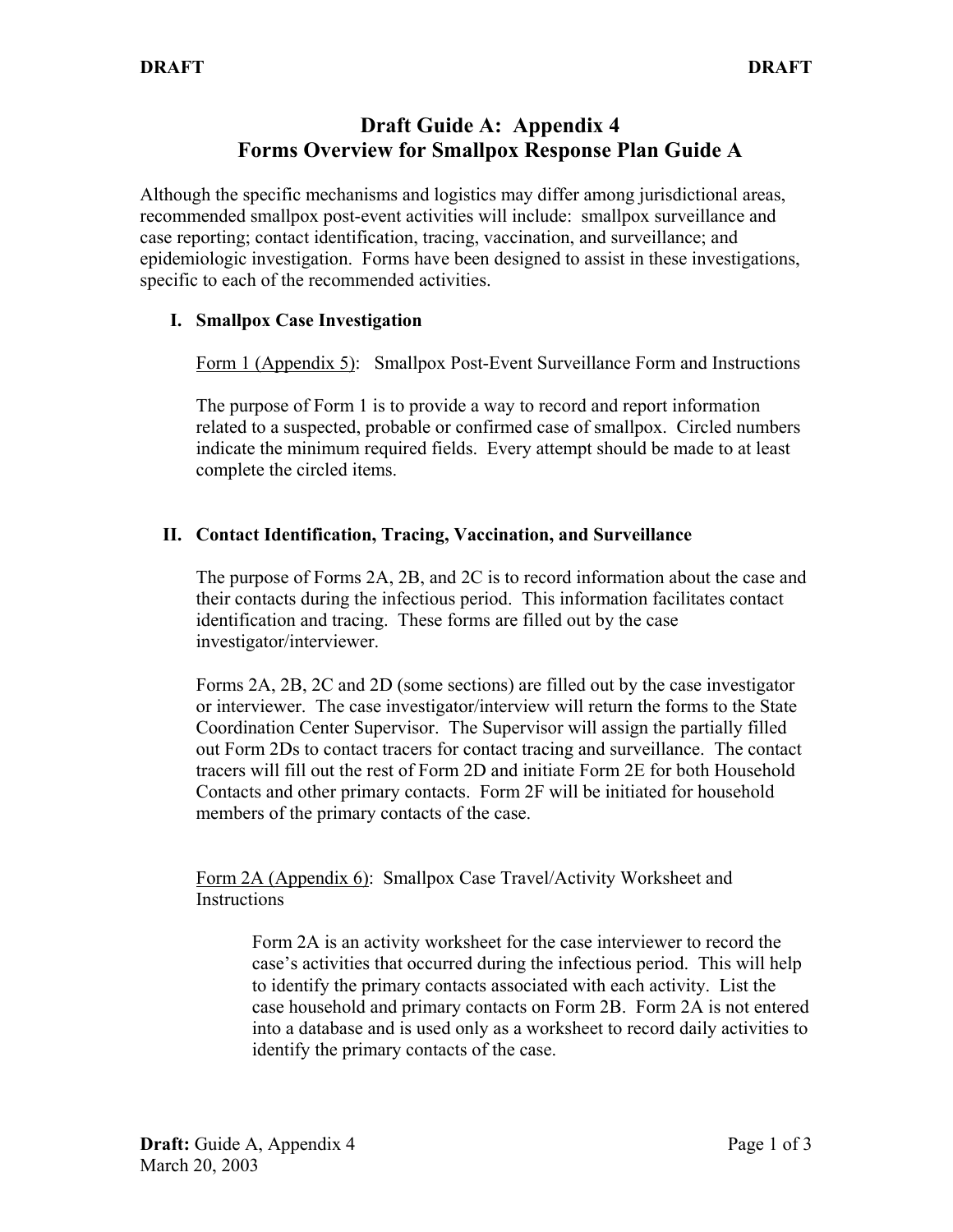# Draft Guide A: Appendix 4
# Forms Overview for Smallpox Response Plan Guide A

Although the specific mechanisms and logistics may differ among jurisdictional areas, recommended smallpox post-event activities will include: smallpox surveillance and case reporting; contact identification, tracing, vaccination, and surveillance; and epidemiologic investigation. Forms have been designed to assist in these investigations, specific to each of the recommended activities.

## I. Smallpox Case Investigation

Form 1 (Appendix 5): Smallpox Post-Event Surveillance Form and Instructions

The purpose of Form 1 is to provide a way to record and report information related to a suspected, probable or confirmed case of smallpox. Circled numbers indicate the minimum required fields. Every attempt should be made to at least complete the circled items.

## II. Contact Identification, Tracing, Vaccination, and Surveillance

The purpose of Forms 2A, 2B, and 2C is to record information about the case and their contacts during the infectious period. This information facilitates contact identification and tracing. These forms are filled out by the case investigator/interviewer.

Forms 2A, 2B, 2C and 2D (some sections) are filled out by the case investigator or interviewer. The case investigator/interview will return the forms to the State Coordination Center Supervisor. The Supervisor will assign the partially filled out Form 2Ds to contact tracers for contact tracing and surveillance. The contact tracers will fill out the rest of Form 2D and initiate Form 2E for both Household Contacts and other primary contacts. Form 2F will be initiated for household members of the primary contacts of the case.

Form 2A (Appendix 6): Smallpox Case Travel/Activity Worksheet and Instructions

> Form 2A is an activity worksheet for the case interviewer to record the case's activities that occurred during the infectious period. This will help to identify the primary contacts associated with each activity. List the case household and primary contacts on Form 2B. Form 2A is not entered into a database and is used only as a worksheet to record daily activities to identify the primary contacts of the case.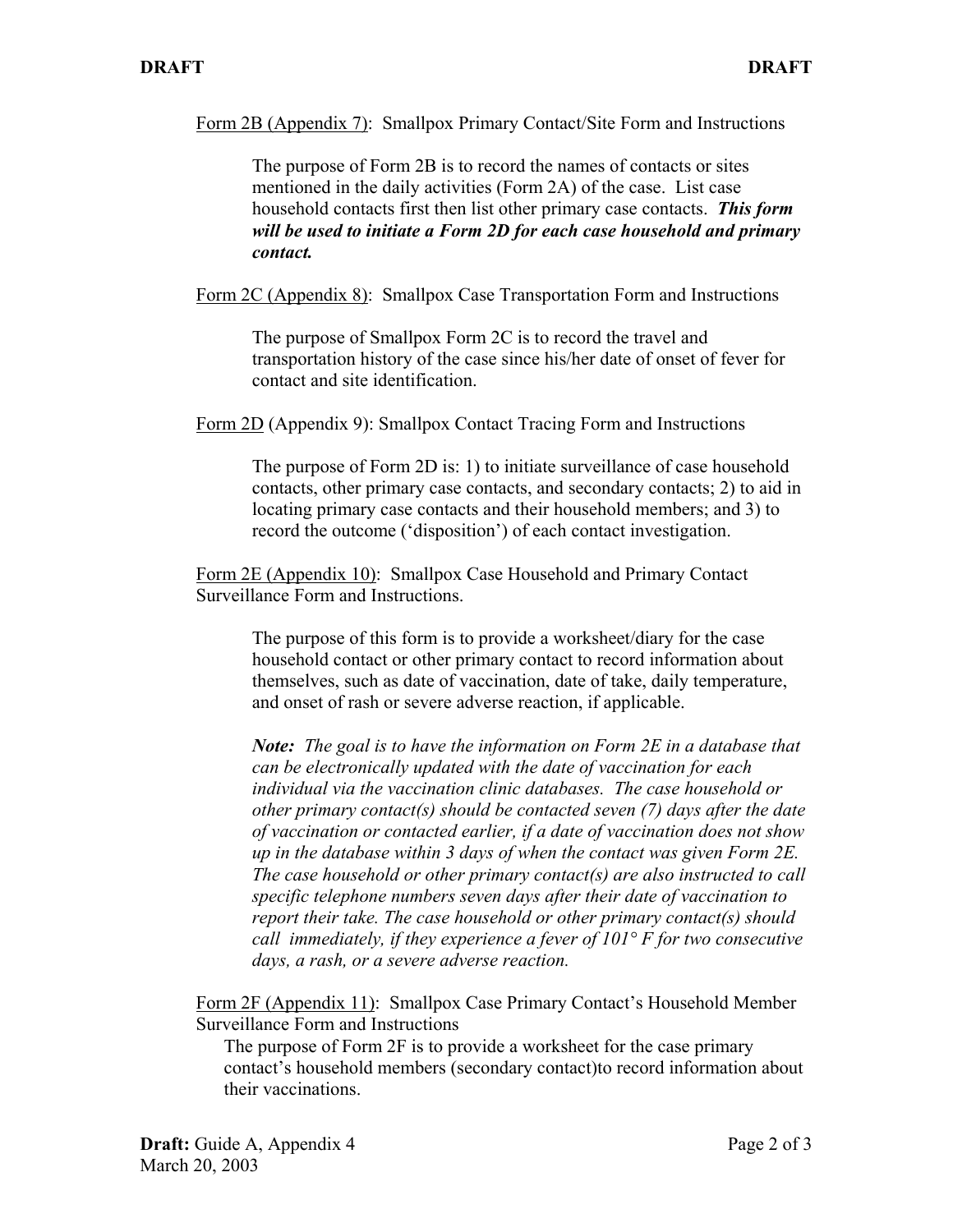Form 2B (Appendix 7): Smallpox Primary Contact/Site Form and Instructions

The purpose of Form 2B is to record the names of contacts or sites mentioned in the daily activities (Form 2A) of the case. List case household contacts first then list other primary case contacts. ***This form will be used to initiate a Form 2D for each case household and primary contact.***

Form 2C (Appendix 8): Smallpox Case Transportation Form and Instructions

The purpose of Smallpox Form 2C is to record the travel and transportation history of the case since his/her date of onset of fever for contact and site identification.

Form 2D (Appendix 9): Smallpox Contact Tracing Form and Instructions

The purpose of Form 2D is: 1) to initiate surveillance of case household contacts, other primary case contacts, and secondary contacts; 2) to aid in locating primary case contacts and their household members; and 3) to record the outcome ('disposition') of each contact investigation.

Form 2E (Appendix 10): Smallpox Case Household and Primary Contact Surveillance Form and Instructions.

The purpose of this form is to provide a worksheet/diary for the case household contact or other primary contact to record information about themselves, such as date of vaccination, date of take, daily temperature, and onset of rash or severe adverse reaction, if applicable.

***Note:*** *The goal is to have the information on Form 2E in a database that can be electronically updated with the date of vaccination for each individual via the vaccination clinic databases. The case household or other primary contact(s) should be contacted seven (7) days after the date of vaccination or contacted earlier, if a date of vaccination does not show up in the database within 3 days of when the contact was given Form 2E. The case household or other primary contact(s) are also instructed to call specific telephone numbers seven days after their date of vaccination to report their take. The case household or other primary contact(s) should call immediately, if they experience a fever of 101° F for two consecutive days, a rash, or a severe adverse reaction.*

Form 2F (Appendix 11): Smallpox Case Primary Contact's Household Member Surveillance Form and Instructions

The purpose of Form 2F is to provide a worksheet for the case primary contact's household members (secondary contact)to record information about their vaccinations.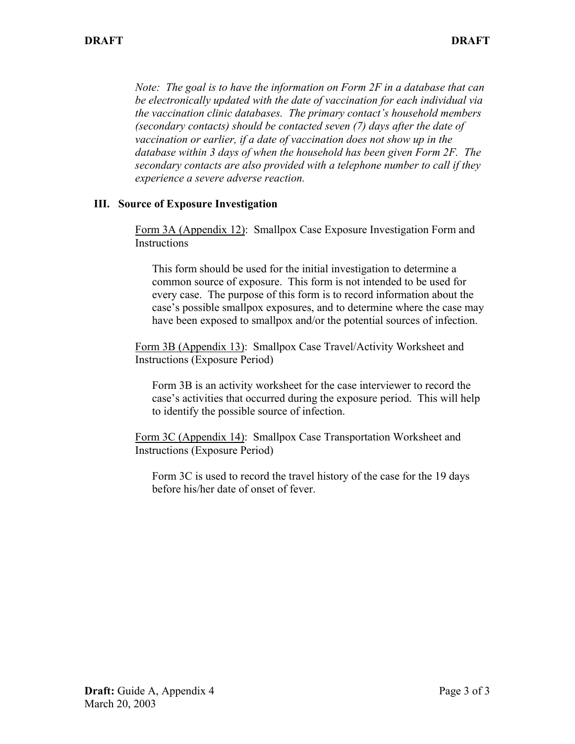*Note: The goal is to have the information on Form 2F in a database that can be electronically updated with the date of vaccination for each individual via the vaccination clinic databases. The primary contact's household members (secondary contacts) should be contacted seven (7) days after the date of vaccination or earlier, if a date of vaccination does not show up in the database within 3 days of when the household has been given Form 2F. The secondary contacts are also provided with a telephone number to call if they experience a severe adverse reaction.*

## III. Source of Exposure Investigation

<u>Form 3A (Appendix 12)</u>: Smallpox Case Exposure Investigation Form and Instructions

This form should be used for the initial investigation to determine a common source of exposure. This form is not intended to be used for every case. The purpose of this form is to record information about the case's possible smallpox exposures, and to determine where the case may have been exposed to smallpox and/or the potential sources of infection.

<u>Form 3B (Appendix 13)</u>: Smallpox Case Travel/Activity Worksheet and Instructions (Exposure Period)

Form 3B is an activity worksheet for the case interviewer to record the case's activities that occurred during the exposure period. This will help to identify the possible source of infection.

<u>Form 3C (Appendix 14)</u>: Smallpox Case Transportation Worksheet and Instructions (Exposure Period)

Form 3C is used to record the travel history of the case for the 19 days before his/her date of onset of fever.